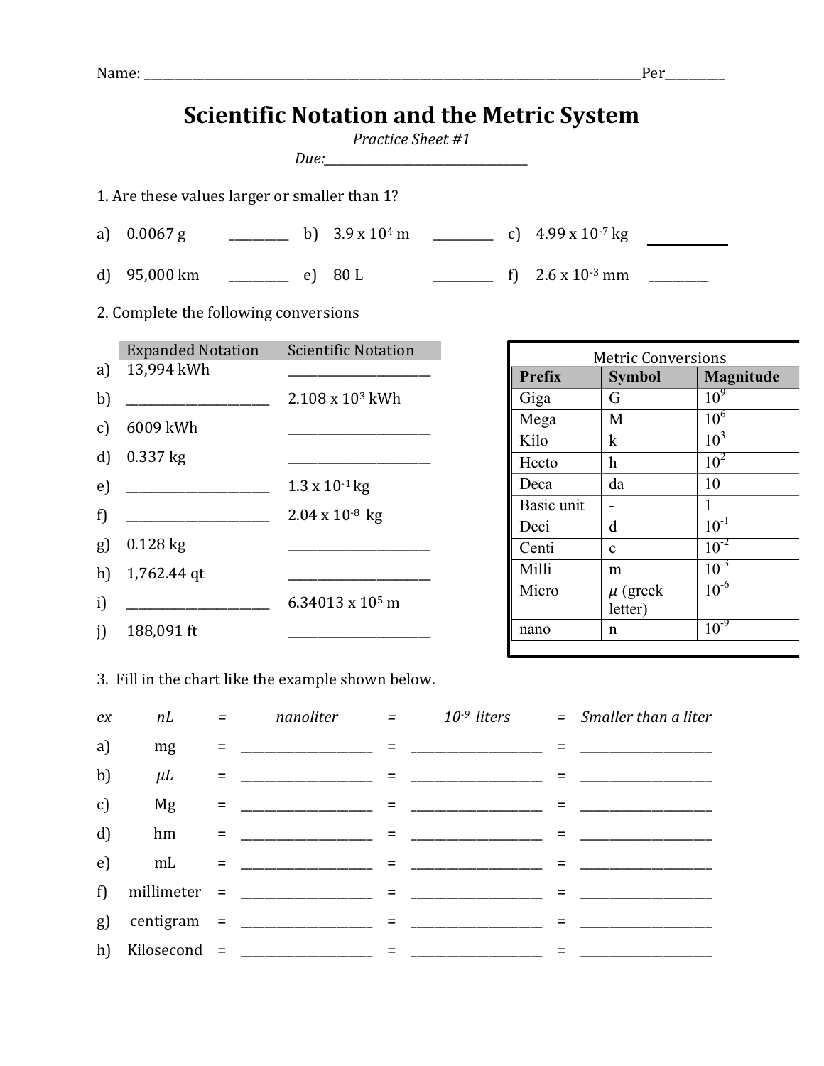Name: ______________________________________________________________________________Per_________

# Scientific Notation and the Metric System

*Practice Sheet #1*

*Due:*________________________________

1. Are these values larger or smaller than 1?

a) 0.0067 g _________ b) $3.9 \times 10^4$ m _________ c) $4.99 \times 10^{-7}$ kg _________

d) 95,000 km _________ e) 80 L _________ f) $2.6 \times 10^{-3}$ mm _________

2. Complete the following conversions

| | Expanded Notation | Scientific Notation |
|---|---|---|
| a) | 13,994 kWh | ____________________ |
| b) | ____________________ | $2.108 \times 10^3$ kWh |
| c) | 6009 kWh | ____________________ |
| d) | 0.337 kg | ____________________ |
| e) | ____________________ | $1.3 \times 10^{-1}$ kg |
| f) | ____________________ | $2.04 \times 10^{-8}$ kg |
| g) | 0.128 kg | ____________________ |
| h) | 1,762.44 qt | ____________________ |
| i) | ____________________ | $6.34013 \times 10^5$ m |
| j) | 188,091 ft | ____________________ |

**Metric Conversions**

| Prefix | Symbol | Magnitude |
|---|---|---|
| Giga | G | $10^9$ |
| Mega | M | $10^6$ |
| Kilo | k | $10^3$ |
| Hecto | h | $10^2$ |
| Deca | da | 10 |
| Basic unit | - | 1 |
| Deci | d | $10^{-1}$ |
| Centi | c | $10^{-2}$ |
| Milli | m | $10^{-3}$ |
| Micro | $\mu$ (greek letter) | $10^{-6}$ |
| nano | n | $10^{-9}$ |

3. Fill in the chart like the example shown below.

| | | | | | | | |
|---|---|---|---|---|---|---|---|
| *ex* | *nL* | = | *nanoliter* | = | *$10^{-9}$ liters* | = | *Smaller than a liter* |
| a) | mg | = | __________________ | = | __________________ | = | __________________ |
| b) | $\mu L$ | = | __________________ | = | __________________ | = | __________________ |
| c) | Mg | = | __________________ | = | __________________ | = | __________________ |
| d) | hm | = | __________________ | = | __________________ | = | __________________ |
| e) | mL | = | __________________ | = | __________________ | = | __________________ |
| f) | millimeter | = | __________________ | = | __________________ | = | __________________ |
| g) | centigram | = | __________________ | = | __________________ | = | __________________ |
| h) | Kilosecond | = | __________________ | = | __________________ | = | __________________ |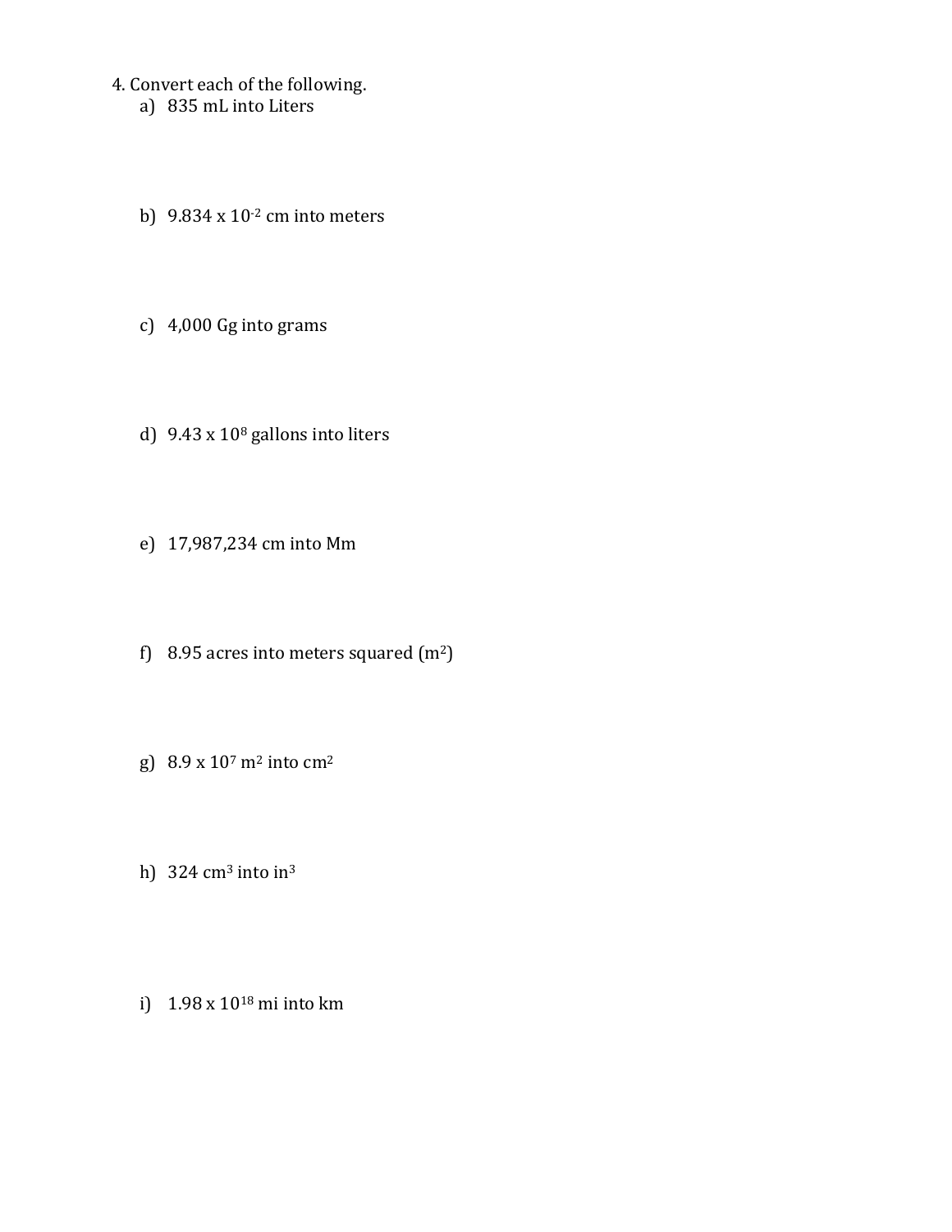4. Convert each of the following.

   a) 835 mL into Liters

   b) $9.834 \times 10^{-2}$ cm into meters

   c) 4,000 Gg into grams

   d) $9.43 \times 10^{8}$ gallons into liters

   e) 17,987,234 cm into Mm

   f) 8.95 acres into meters squared ($m^2$)

   g) $8.9 \times 10^{7}$ $m^2$ into $cm^2$

   h) 324 $cm^3$ into $in^3$

   i) $1.98 \times 10^{18}$ mi into km